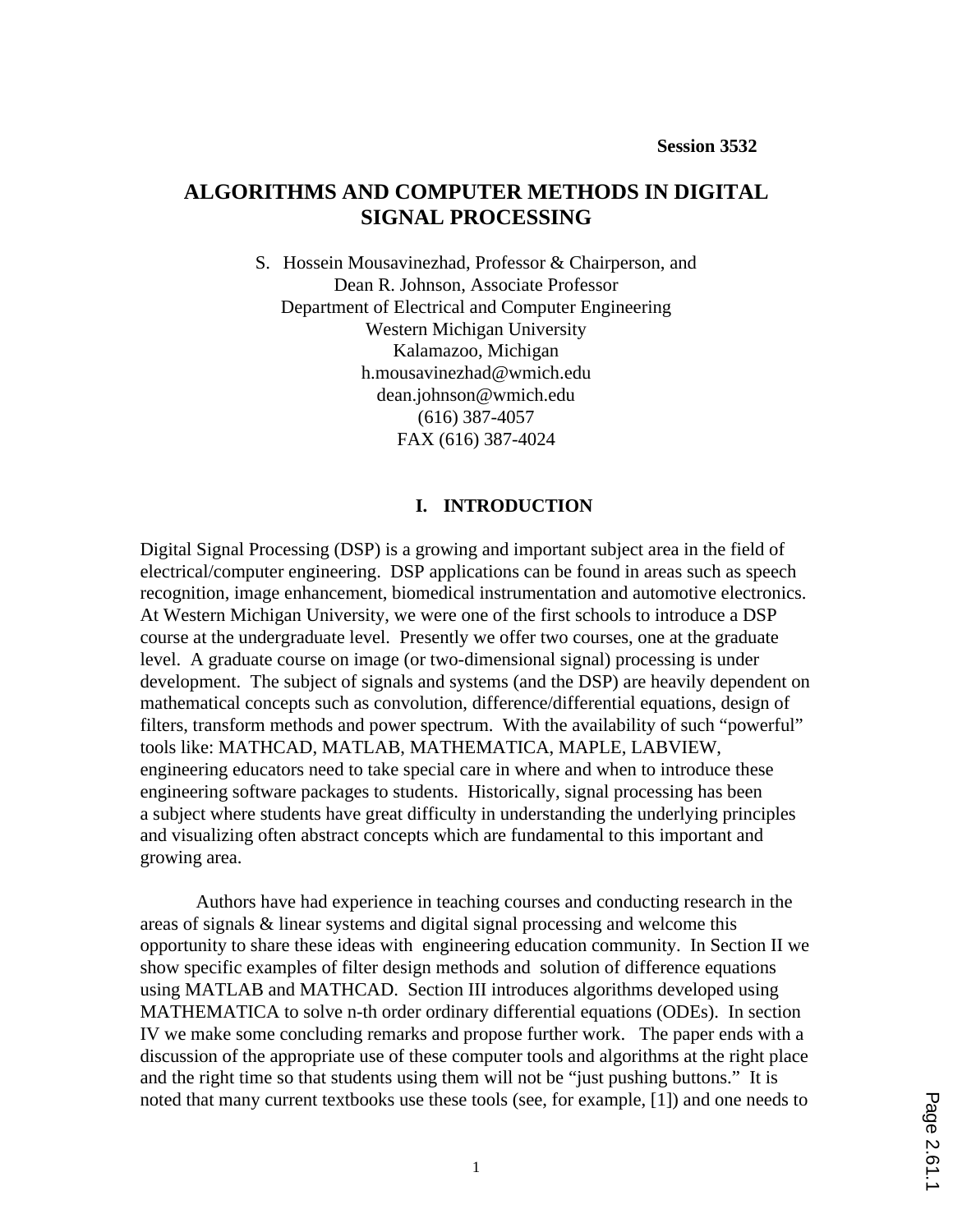Session 3532

# ALGORITHMS AND COMPUTER METHODS IN DIGITAL SIGNAL PROCESSING

S. Hossein Mousavinezhad, Professor & Chairperson, and
Dean R. Johnson, Associate Professor
Department of Electrical and Computer Engineering
Western Michigan University
Kalamazoo, Michigan
h.mousavinezhad@wmich.edu
dean.johnson@wmich.edu
(616) 387-4057
FAX (616) 387-4024

## I. INTRODUCTION

Digital Signal Processing (DSP) is a growing and important subject area in the field of electrical/computer engineering. DSP applications can be found in areas such as speech recognition, image enhancement, biomedical instrumentation and automotive electronics. At Western Michigan University, we were one of the first schools to introduce a DSP course at the undergraduate level. Presently we offer two courses, one at the graduate level. A graduate course on image (or two-dimensional signal) processing is under development. The subject of signals and systems (and the DSP) are heavily dependent on mathematical concepts such as convolution, difference/differential equations, design of filters, transform methods and power spectrum. With the availability of such "powerful" tools like: MATHCAD, MATLAB, MATHEMATICA, MAPLE, LABVIEW, engineering educators need to take special care in where and when to introduce these engineering software packages to students. Historically, signal processing has been a subject where students have great difficulty in understanding the underlying principles and visualizing often abstract concepts which are fundamental to this important and growing area.

Authors have had experience in teaching courses and conducting research in the areas of signals & linear systems and digital signal processing and welcome this opportunity to share these ideas with engineering education community. In Section II we show specific examples of filter design methods and solution of difference equations using MATLAB and MATHCAD. Section III introduces algorithms developed using MATHEMATICA to solve n-th order ordinary differential equations (ODEs). In section IV we make some concluding remarks and propose further work. The paper ends with a discussion of the appropriate use of these computer tools and algorithms at the right place and the right time so that students using them will not be "just pushing buttons." It is noted that many current textbooks use these tools (see, for example, [1]) and one needs to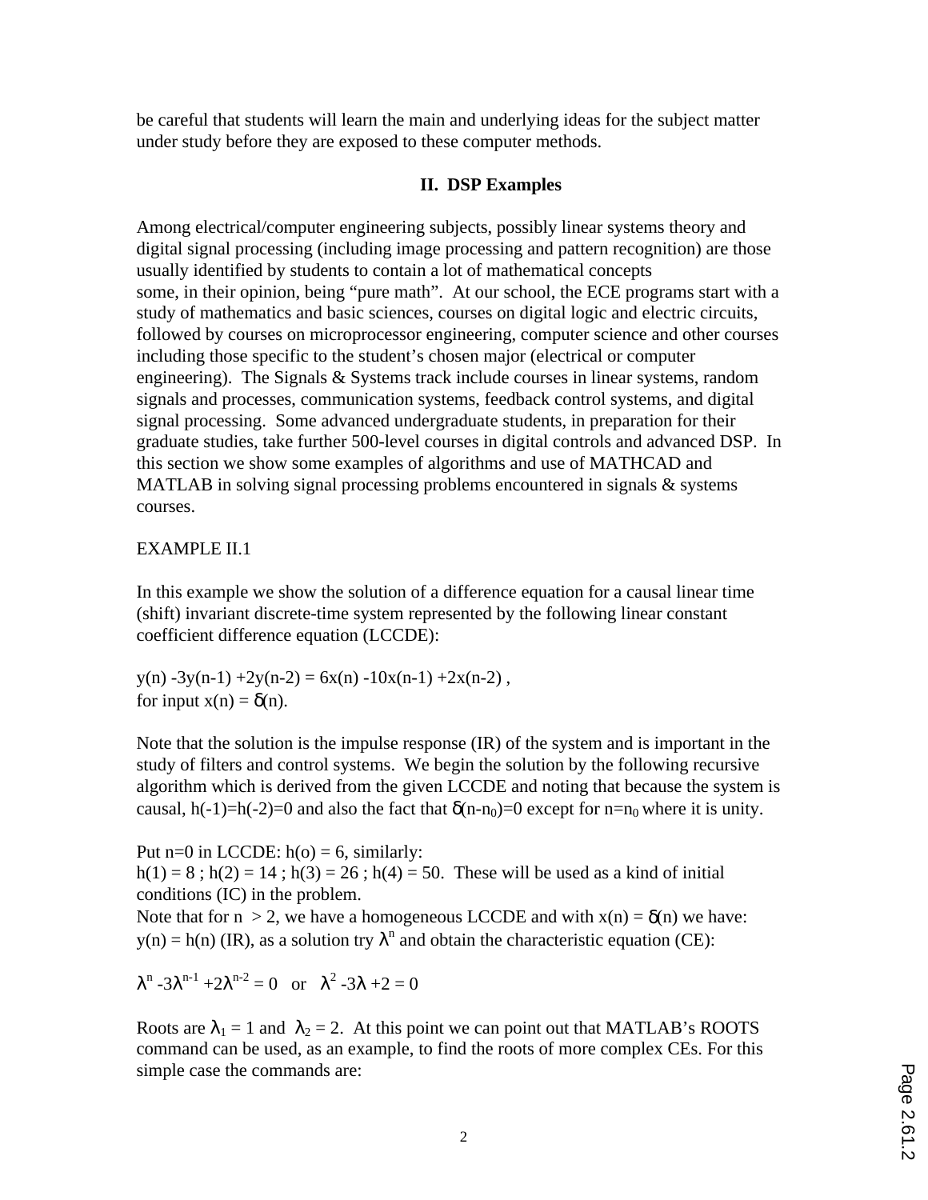be careful that students will learn the main and underlying ideas for the subject matter under study before they are exposed to these computer methods.

## II. DSP Examples

Among electrical/computer engineering subjects, possibly linear systems theory and digital signal processing (including image processing and pattern recognition) are those usually identified by students to contain a lot of mathematical concepts some, in their opinion, being "pure math". At our school, the ECE programs start with a study of mathematics and basic sciences, courses on digital logic and electric circuits, followed by courses on microprocessor engineering, computer science and other courses including those specific to the student's chosen major (electrical or computer engineering). The Signals & Systems track include courses in linear systems, random signals and processes, communication systems, feedback control systems, and digital signal processing. Some advanced undergraduate students, in preparation for their graduate studies, take further 500-level courses in digital controls and advanced DSP. In this section we show some examples of algorithms and use of MATHCAD and MATLAB in solving signal processing problems encountered in signals & systems courses.

EXAMPLE II.1

In this example we show the solution of a difference equation for a causal linear time (shift) invariant discrete-time system represented by the following linear constant coefficient difference equation (LCCDE):

$y(n) - 3y(n-1) + 2y(n-2) = 6x(n) - 10x(n-1) + 2x(n-2)$ ,
for input $x(n) = \delta(n)$.

Note that the solution is the impulse response (IR) of the system and is important in the study of filters and control systems. We begin the solution by the following recursive algorithm which is derived from the given LCCDE and noting that because the system is causal, $h(-1)=h(-2)=0$ and also the fact that $\delta(n-n_0)=0$ except for $n=n_0$ where it is unity.

Put n=0 in LCCDE: $h(o) = 6$, similarly:
$h(1) = 8$ ; $h(2) = 14$ ; $h(3) = 26$ ; $h(4) = 50$. These will be used as a kind of initial conditions (IC) in the problem.
Note that for $n > 2$, we have a homogeneous LCCDE and with $x(n) = \delta(n)$ we have: $y(n) = h(n)$ (IR), as a solution try $\lambda^n$ and obtain the characteristic equation (CE):

$$\lambda^n - 3\lambda^{n-1} + 2\lambda^{n-2} = 0 \quad \text{or} \quad \lambda^2 - 3\lambda + 2 = 0$$

Roots are $\lambda_1 = 1$ and $\lambda_2 = 2$. At this point we can point out that MATLAB's ROOTS command can be used, as an example, to find the roots of more complex CEs. For this simple case the commands are: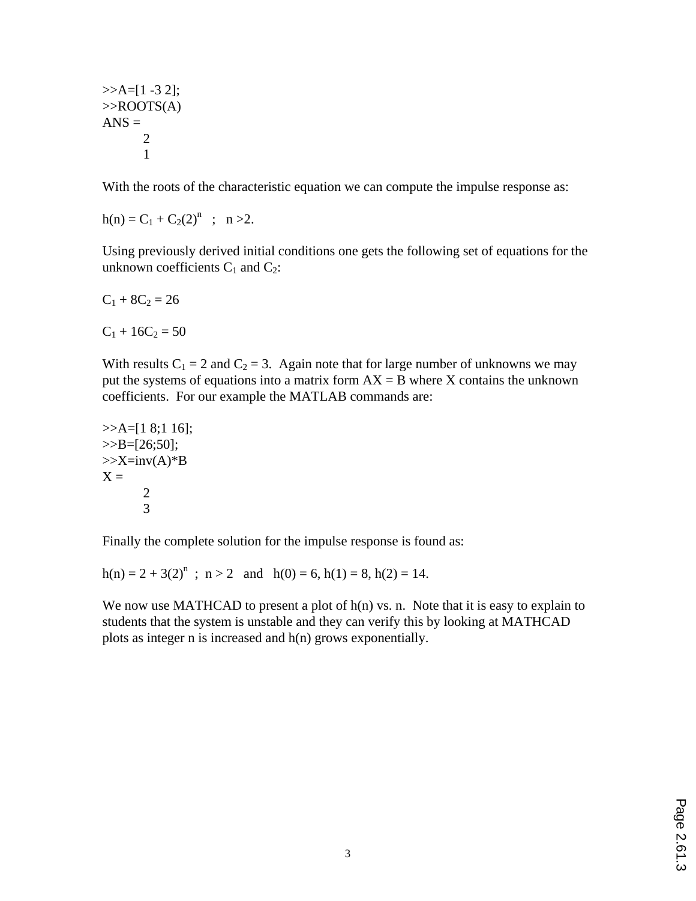```
>>A=[1 -3 2];
>>ROOTS(A)
ANS =
      2
      1
```

With the roots of the characteristic equation we can compute the impulse response as:

$h(n) = C_1 + C_2(2)^n \quad ; \quad n > 2.$

Using previously derived initial conditions one gets the following set of equations for the unknown coefficients $C_1$ and $C_2$:

$C_1 + 8C_2 = 26$

$C_1 + 16C_2 = 50$

With results $C_1 = 2$ and $C_2 = 3$. Again note that for large number of unknowns we may put the systems of equations into a matrix form AX = B where X contains the unknown coefficients. For our example the MATLAB commands are:

```
>>A=[1 8;1 16];
>>B=[26;50];
>>X=inv(A)*B
X =
      2
      3
```

Finally the complete solution for the impulse response is found as:

$h(n) = 2 + 3(2)^n \ ; \ n > 2$ and $h(0) = 6, h(1) = 8, h(2) = 14.$

We now use MATHCAD to present a plot of h(n) vs. n. Note that it is easy to explain to students that the system is unstable and they can verify this by looking at MATHCAD plots as integer n is increased and h(n) grows exponentially.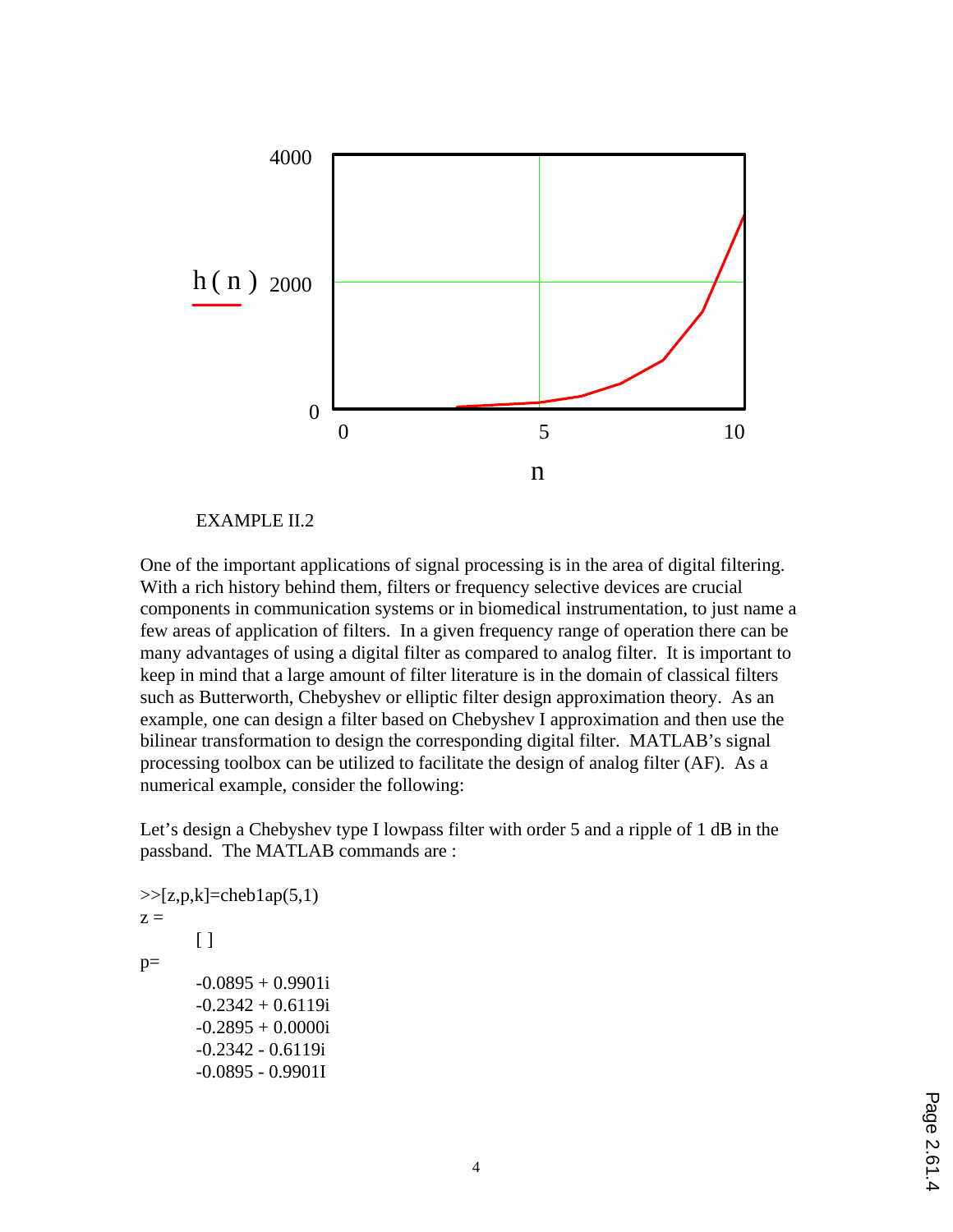EXAMPLE II.2

One of the important applications of signal processing is in the area of digital filtering. With a rich history behind them, filters or frequency selective devices are crucial components in communication systems or in biomedical instrumentation, to just name a few areas of application of filters. In a given frequency range of operation there can be many advantages of using a digital filter as compared to analog filter. It is important to keep in mind that a large amount of filter literature is in the domain of classical filters such as Butterworth, Chebyshev or elliptic filter design approximation theory. As an example, one can design a filter based on Chebyshev I approximation and then use the bilinear transformation to design the corresponding digital filter. MATLAB's signal processing toolbox can be utilized to facilitate the design of analog filter (AF). As a numerical example, consider the following:

Let's design a Chebyshev type I lowpass filter with order 5 and a ripple of 1 dB in the passband. The MATLAB commands are :

```
>>[z,p,k]=cheb1ap(5,1)
z =
        [ ]
p=
        -0.0895 + 0.9901i
        -0.2342 + 0.6119i
        -0.2895 + 0.0000i
        -0.2342 - 0.6119i
        -0.0895 - 0.9901I
```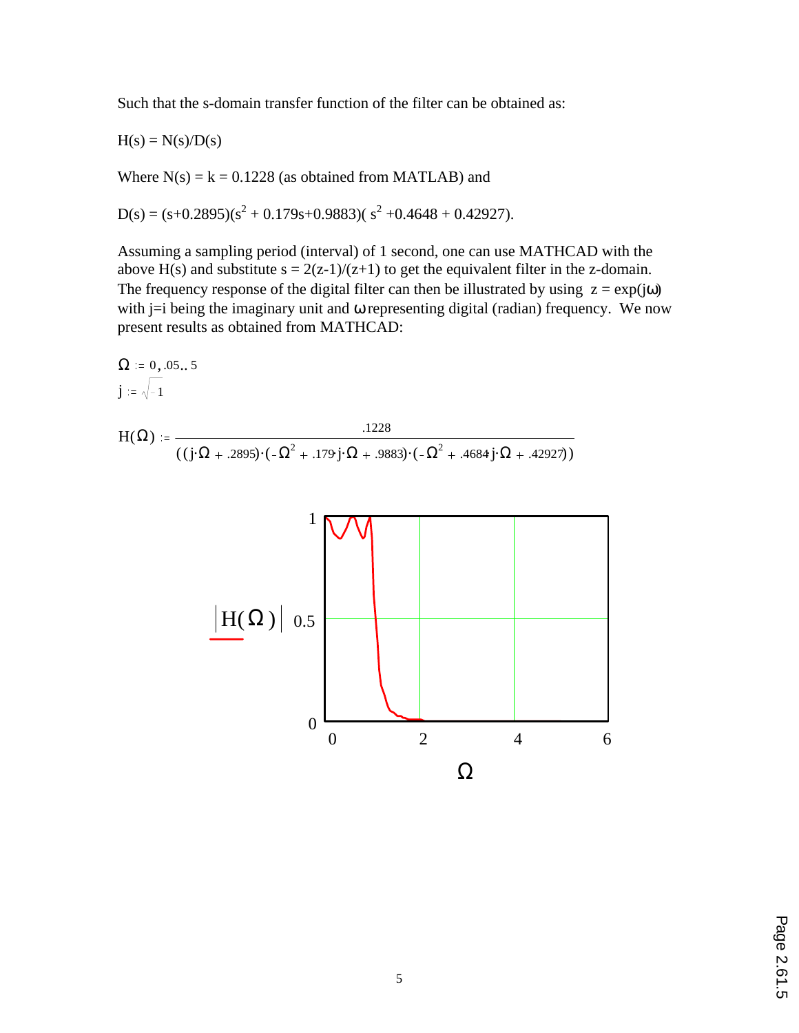Such that the s-domain transfer function of the filter can be obtained as:

$H(s) = N(s)/D(s)$

Where $N(s) = k = 0.1228$ (as obtained from MATLAB) and

$D(s) = (s+0.2895)(s^2 + 0.179s+0.9883)(s^2 +0.4648 + 0.42927)$.

Assuming a sampling period (interval) of 1 second, one can use MATHCAD with the above H(s) and substitute $s = 2(z-1)/(z+1)$ to get the equivalent filter in the z-domain. The frequency response of the digital filter can then be illustrated by using $z = \exp(j\omega)$ with j=i being the imaginary unit and $\omega$ representing digital (radian) frequency. We now present results as obtained from MATHCAD:

$\Omega := 0, .05 .. 5$

$j := \sqrt{-1}$

$$H(\Omega) := \frac{.1228}{\left((j\cdot\Omega + .2895)\cdot(-\Omega^2 + .179\cdot j\cdot\Omega + .9883)\cdot(-\Omega^2 + .4684\cdot j\cdot\Omega + .42927)\right)}$$

Plot: $|H(\Omega)|$ versus $\Omega$ (vertical axis 0, 0.5, 1; horizontal axis 0, 2, 4, 6).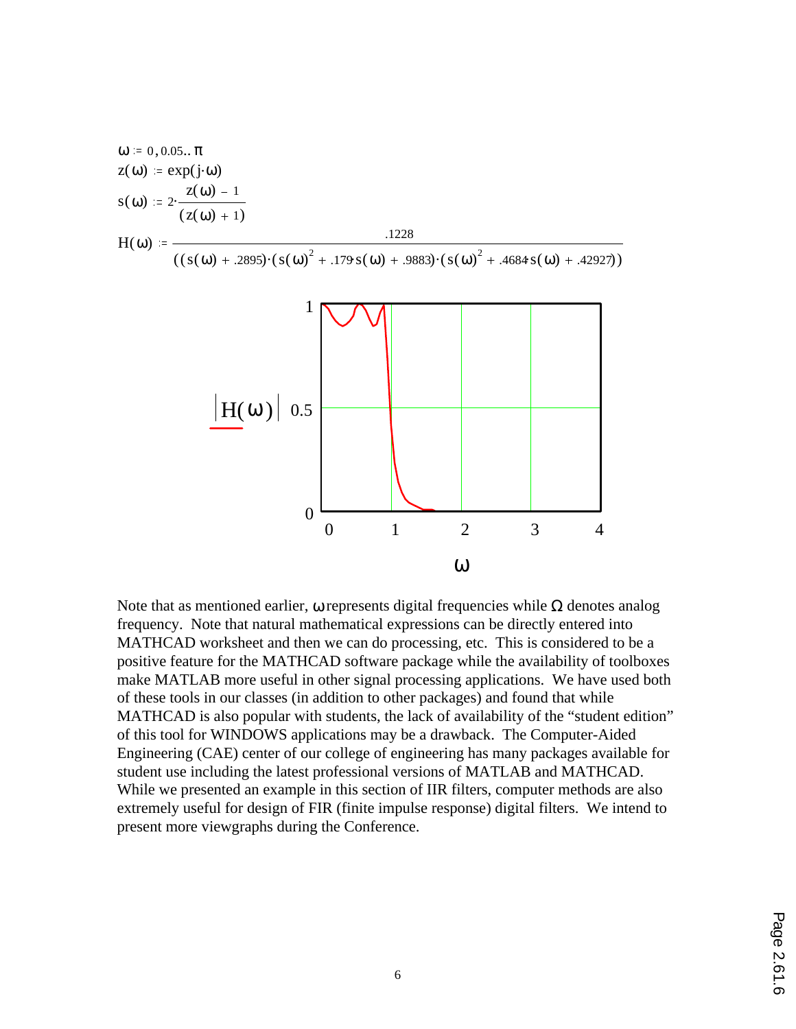$$\omega := 0, 0.05 .. \pi$$

$$z(\omega) := \exp(j \cdot \omega)$$

$$s(\omega) := 2 \cdot \frac{z(\omega) - 1}{(z(\omega) + 1)}$$

$$H(\omega) := \frac{.1228}{((s(\omega) + .2895) \cdot (s(\omega)^2 + .179 \cdot s(\omega) + .9883) \cdot (s(\omega)^2 + .4684 \cdot s(\omega) + .42927))}$$

Note that as mentioned earlier, $\omega$ represents digital frequencies while $\Omega$ denotes analog frequency. Note that natural mathematical expressions can be directly entered into MATHCAD worksheet and then we can do processing, etc. This is considered to be a positive feature for the MATHCAD software package while the availability of toolboxes make MATLAB more useful in other signal processing applications. We have used both of these tools in our classes (in addition to other packages) and found that while MATHCAD is also popular with students, the lack of availability of the "student edition" of this tool for WINDOWS applications may be a drawback. The Computer-Aided Engineering (CAE) center of our college of engineering has many packages available for student use including the latest professional versions of MATLAB and MATHCAD. While we presented an example in this section of IIR filters, computer methods are also extremely useful for design of FIR (finite impulse response) digital filters. We intend to present more viewgraphs during the Conference.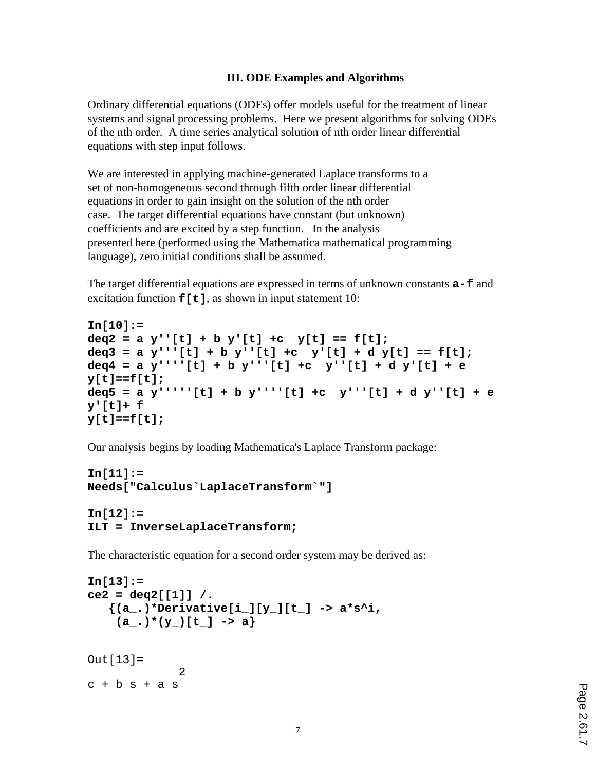## III. ODE Examples and Algorithms

Ordinary differential equations (ODEs) offer models useful for the treatment of linear systems and signal processing problems. Here we present algorithms for solving ODEs of the nth order. A time series analytical solution of nth order linear differential equations with step input follows.

We are interested in applying machine-generated Laplace transforms to a set of non-homogeneous second through fifth order linear differential equations in order to gain insight on the solution of the nth order case. The target differential equations have constant (but unknown) coefficients and are excited by a step function. In the analysis presented here (performed using the Mathematica mathematical programming language), zero initial conditions shall be assumed.

The target differential equations are expressed in terms of unknown constants **a-f** and excitation function **f[t]**, as shown in input statement 10:

```
In[10]:=
deq2 = a y''[t] + b y'[t] +c  y[t] == f[t];
deq3 = a y'''[t] + b y''[t] +c  y'[t] + d y[t] == f[t];
deq4 = a y''''[t] + b y'''[t] +c  y''[t] + d y'[t] + e
y[t]==f[t];
deq5 = a y'''''[t] + b y''''[t] +c  y'''[t] + d y''[t] + e
y'[t]+ f
y[t]==f[t];
```

Our analysis begins by loading Mathematica's Laplace Transform package:

```
In[11]:=
Needs["Calculus`LaplaceTransform`"]

In[12]:=
ILT = InverseLaplaceTransform;
```

The characteristic equation for a second order system may be derived as:

```
In[13]:=
ce2 = deq2[[1]] /.
   {(a_.)*Derivative[i_][y_][t_] -> a*s^i,
    (a_.)*(y_)[t_] -> a}


Out[13]=
             2
c + b s + a s
```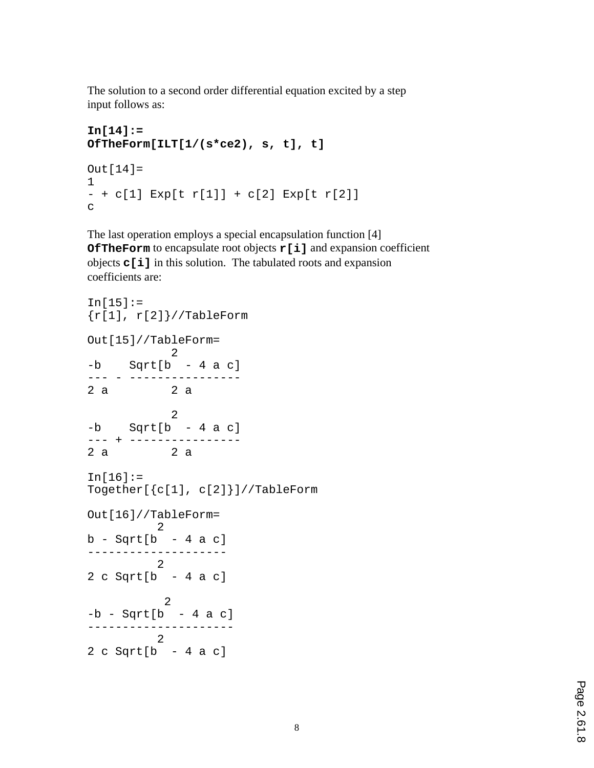The solution to a second order differential equation excited by a step input follows as:

```
In[14]:=
OfTheForm[ILT[1/(s*ce2), s, t], t]

Out[14]=
1
- + c[1] Exp[t r[1]] + c[2] Exp[t r[2]]
c
```

The last operation employs a special encapsulation function [4] **OfTheForm** to encapsulate root objects **r[i]** and expansion coefficient objects **c[i]** in this solution. The tabulated roots and expansion coefficients are:

```
In[15]:=
{r[1], r[2]}//TableForm

Out[15]//TableForm=
            2
-b    Sqrt[b  - 4 a c]
--- - ----------------
2 a         2 a

            2
-b    Sqrt[b  - 4 a c]
--- + ----------------
2 a         2 a

In[16]:=
Together[{c[1], c[2]}]//TableForm

Out[16]//TableForm=
          2
b - Sqrt[b  - 4 a c]
--------------------
          2
2 c Sqrt[b  - 4 a c]

           2
-b - Sqrt[b  - 4 a c]
---------------------
          2
2 c Sqrt[b  - 4 a c]
```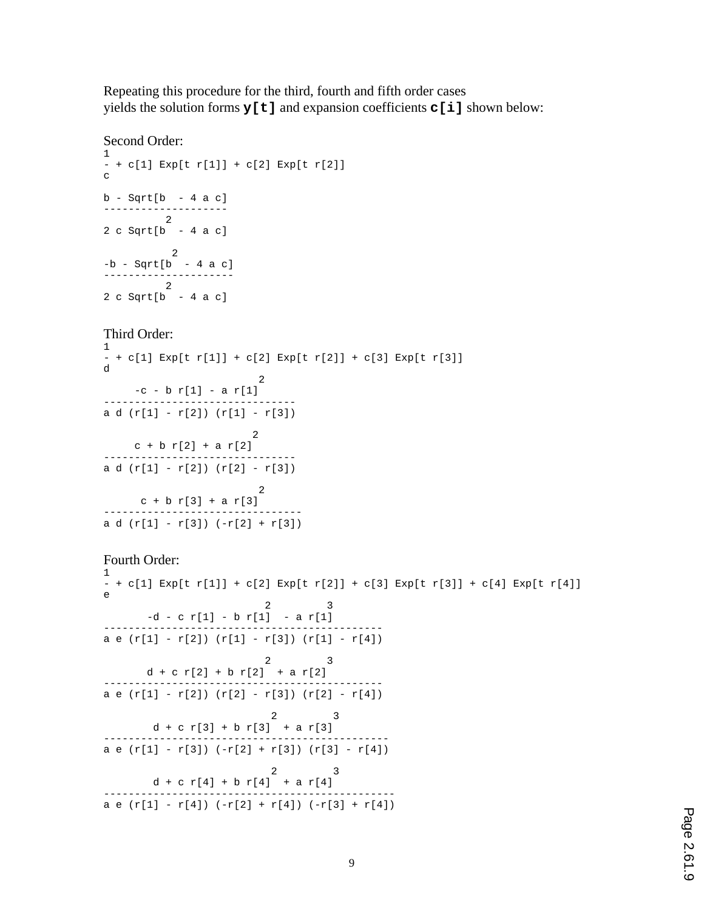Repeating this procedure for the third, fourth and fifth order cases yields the solution forms **`y[t]`** and expansion coefficients **`c[i]`** shown below:

Second Order:

$$\frac{1}{c} + c[1]\, \text{Exp}[t\, r[1]] + c[2]\, \text{Exp}[t\, r[2]]$$

$$\frac{b - \text{Sqrt}[b^2 - 4 a c]}{2 c\, \text{Sqrt}[b^2 - 4 a c]}$$

$$\frac{-b - \text{Sqrt}[b^2 - 4 a c]}{2 c\, \text{Sqrt}[b^2 - 4 a c]}$$

Third Order:

$$\frac{1}{d} + c[1]\, \text{Exp}[t\, r[1]] + c[2]\, \text{Exp}[t\, r[2]] + c[3]\, \text{Exp}[t\, r[3]]$$

$$\frac{-c - b\, r[1] - a\, r[1]^2}{a\, d\, (r[1] - r[2])\, (r[1] - r[3])}$$

$$\frac{c + b\, r[2] + a\, r[2]^2}{a\, d\, (r[1] - r[2])\, (r[2] - r[3])}$$

$$\frac{c + b\, r[3] + a\, r[3]^2}{a\, d\, (r[1] - r[3])\, (-r[2] + r[3])}$$

Fourth Order:

$$\frac{1}{e} + c[1]\, \text{Exp}[t\, r[1]] + c[2]\, \text{Exp}[t\, r[2]] + c[3]\, \text{Exp}[t\, r[3]] + c[4]\, \text{Exp}[t\, r[4]]$$

$$\frac{-d - c\, r[1] - b\, r[1]^2 - a\, r[1]^3}{a\, e\, (r[1] - r[2])\, (r[1] - r[3])\, (r[1] - r[4])}$$

$$\frac{d + c\, r[2] + b\, r[2]^2 + a\, r[2]^3}{a\, e\, (r[1] - r[2])\, (r[2] - r[3])\, (r[2] - r[4])}$$

$$\frac{d + c\, r[3] + b\, r[3]^2 + a\, r[3]^3}{a\, e\, (r[1] - r[3])\, (-r[2] + r[3])\, (r[3] - r[4])}$$

$$\frac{d + c\, r[4] + b\, r[4]^2 + a\, r[4]^3}{a\, e\, (r[1] - r[4])\, (-r[2] + r[4])\, (-r[3] + r[4])}$$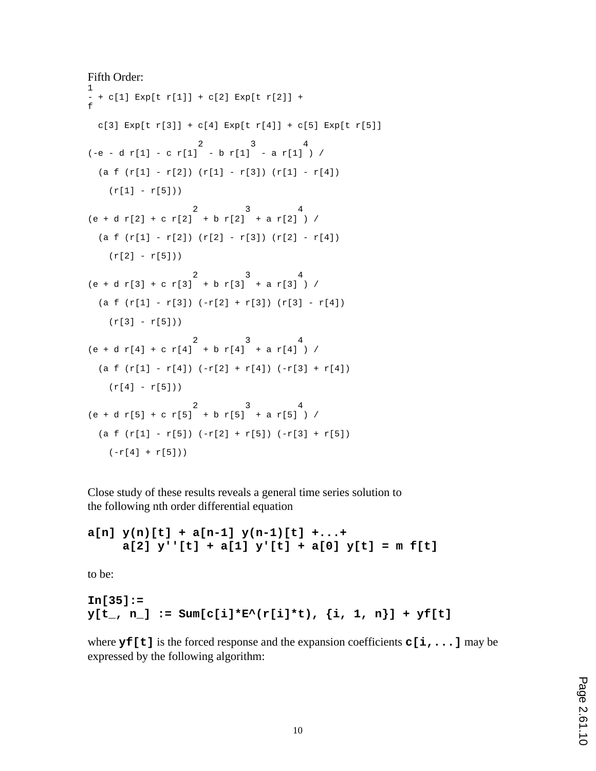Fifth Order:

```
1
- + c[1] Exp[t r[1]] + c[2] Exp[t r[2]] +
f

  c[3] Exp[t r[3]] + c[4] Exp[t r[4]] + c[5] Exp[t r[5]]

                     2        3        4
(-e - d r[1] - c r[1]  - b r[1]  - a r[1] ) /

  (a f (r[1] - r[2]) (r[1] - r[3]) (r[1] - r[4])

    (r[1] - r[5]))

                    2        3        4
(e + d r[2] + c r[2]  + b r[2]  + a r[2] ) /

  (a f (r[1] - r[2]) (r[2] - r[3]) (r[2] - r[4])

    (r[2] - r[5]))

                    2        3        4
(e + d r[3] + c r[3]  + b r[3]  + a r[3] ) /

  (a f (r[1] - r[3]) (-r[2] + r[3]) (r[3] - r[4])

    (r[3] - r[5]))

                    2        3        4
(e + d r[4] + c r[4]  + b r[4]  + a r[4] ) /

  (a f (r[1] - r[4]) (-r[2] + r[4]) (-r[3] + r[4])

    (r[4] - r[5]))

                    2        3        4
(e + d r[5] + c r[5]  + b r[5]  + a r[5] ) /

  (a f (r[1] - r[5]) (-r[2] + r[5]) (-r[3] + r[5])

    (-r[4] + r[5]))
```

Close study of these results reveals a general time series solution to the following nth order differential equation

```
a[n] y(n)[t] + a[n-1] y(n-1)[t] +...+
     a[2] y''[t] + a[1] y'[t] + a[0] y[t] = m f[t]
```

to be:

```
In[35]:=
y[t_, n_] := Sum[c[i]*E^(r[i]*t), {i, 1, n}] + yf[t]
```

where **yf[t]** is the forced response and the expansion coefficients **c[i,...]** may be expressed by the following algorithm: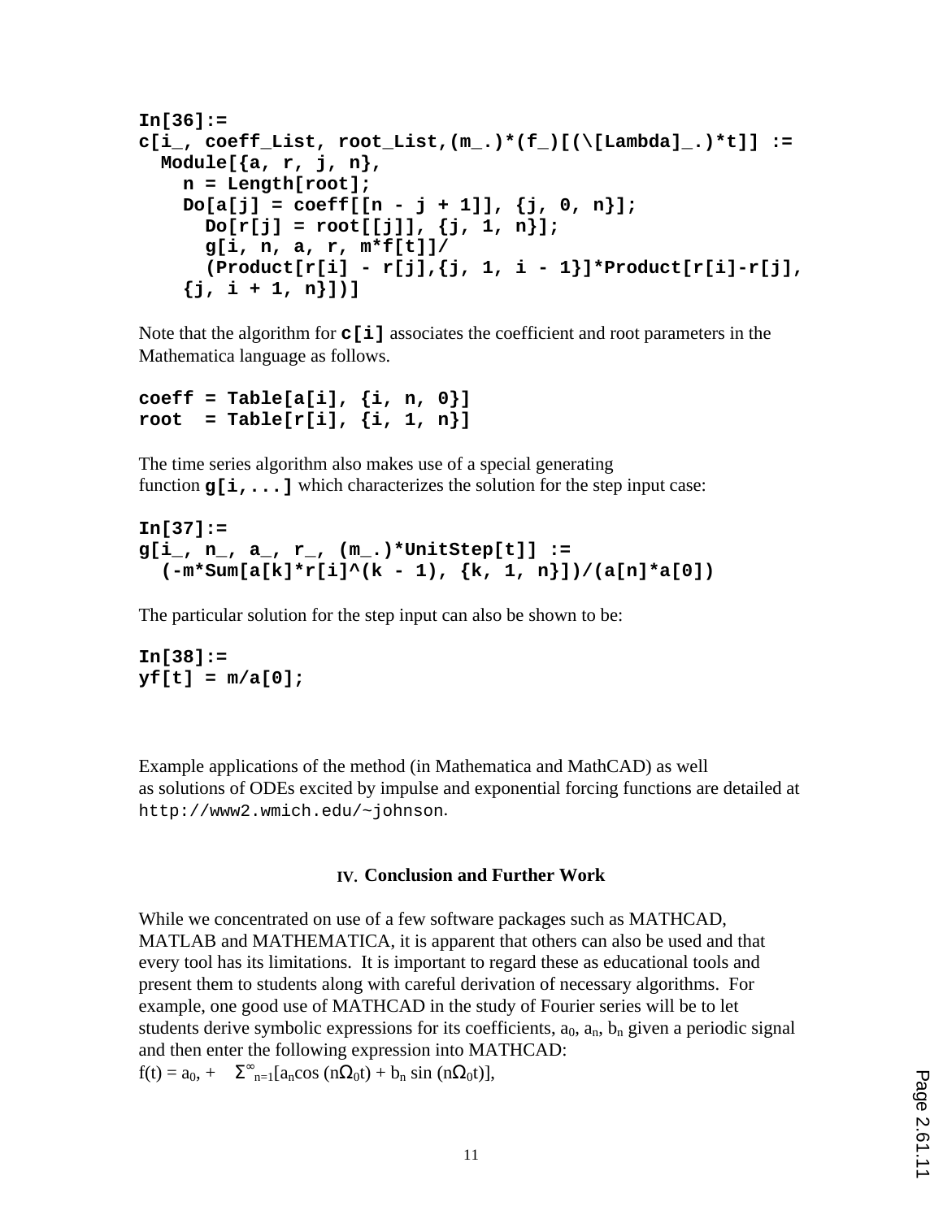```
In[36]:=
c[i_, coeff_List, root_List,(m_.)*(f_)[(\[Lambda]_.)*t]] :=
  Module[{a, r, j, n},
    n = Length[root];
    Do[a[j] = coeff[[n - j + 1]], {j, 0, n}];
      Do[r[j] = root[[j]], {j, 1, n}];
      g[i, n, a, r, m*f[t]]/
      (Product[r[i] - r[j],{j, 1, i - 1}]*Product[r[i]-r[j],
    {j, i + 1, n}])]
```

Note that the algorithm for **c[i]** associates the coefficient and root parameters in the Mathematica language as follows.

```
coeff = Table[a[i], {i, n, 0}]
root  = Table[r[i], {i, 1, n}]
```

The time series algorithm also makes use of a special generating function **g[i,...]** which characterizes the solution for the step input case:

```
In[37]:=
g[i_, n_, a_, r_, (m_.)*UnitStep[t]] :=
  (-m*Sum[a[k]*r[i]^(k - 1), {k, 1, n}])/(a[n]*a[0])
```

The particular solution for the step input can also be shown to be:

```
In[38]:=
yf[t] = m/a[0];
```

Example applications of the method (in Mathematica and MathCAD) as well as solutions of ODEs excited by impulse and exponential forcing functions are detailed at `http://www2.wmich.edu/~johnson`.

## IV. Conclusion and Further Work

While we concentrated on use of a few software packages such as MATHCAD, MATLAB and MATHEMATICA, it is apparent that others can also be used and that every tool has its limitations. It is important to regard these as educational tools and present them to students along with careful derivation of necessary algorithms. For example, one good use of MATHCAD in the study of Fourier series will be to let students derive symbolic expressions for its coefficients, $a_0$, $a_n$, $b_n$ given a periodic signal and then enter the following expression into MATHCAD:

$f(t) = a_0, + \quad \Sigma^{\infty}_{n=1}[a_n \cos(n\Omega_0 t) + b_n \sin(n\Omega_0 t)]$,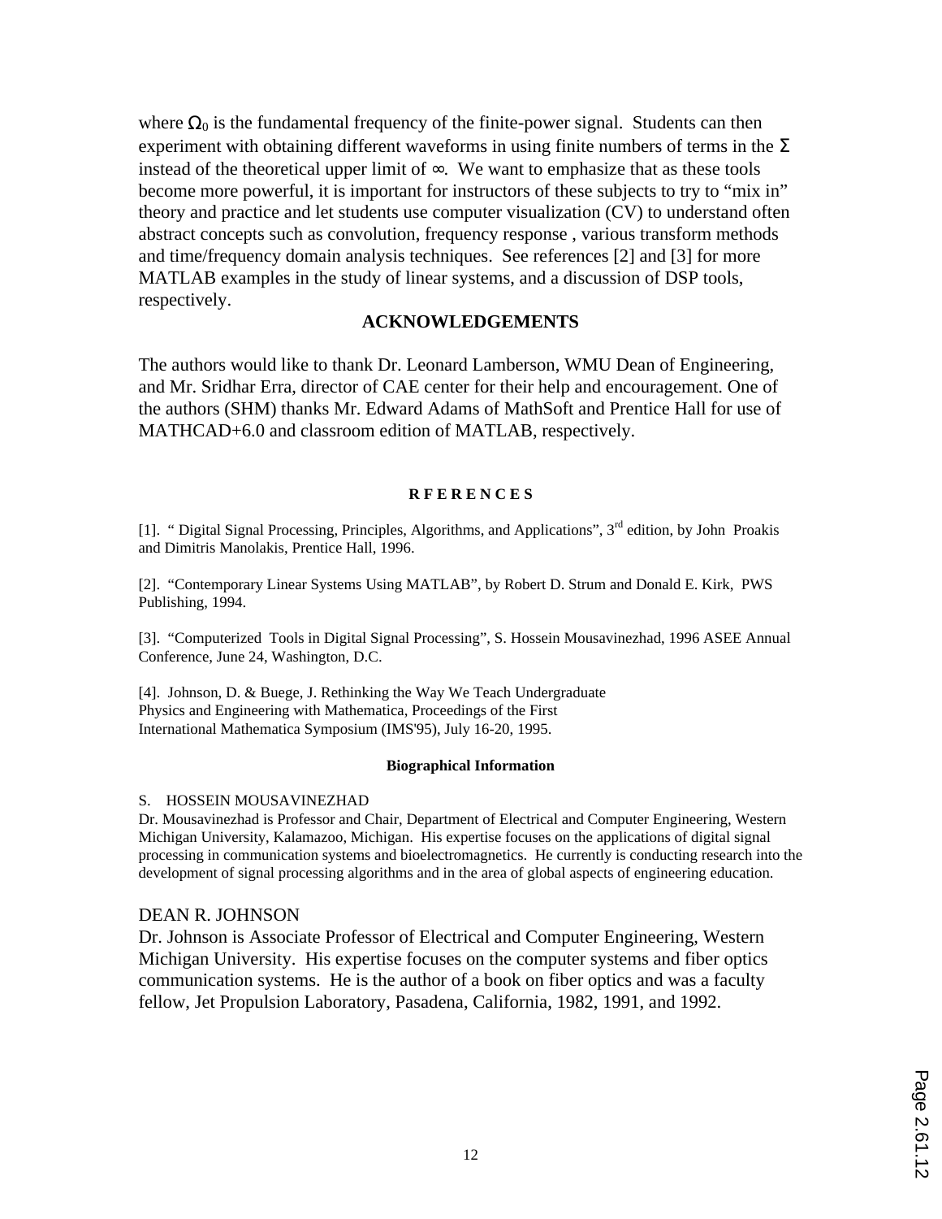where $\Omega_0$ is the fundamental frequency of the finite-power signal. Students can then experiment with obtaining different waveforms in using finite numbers of terms in the $\Sigma$ instead of the theoretical upper limit of $\infty$. We want to emphasize that as these tools become more powerful, it is important for instructors of these subjects to try to "mix in" theory and practice and let students use computer visualization (CV) to understand often abstract concepts such as convolution, frequency response , various transform methods and time/frequency domain analysis techniques. See references [2] and [3] for more MATLAB examples in the study of linear systems, and a discussion of DSP tools, respectively.

## ACKNOWLEDGEMENTS

The authors would like to thank Dr. Leonard Lamberson, WMU Dean of Engineering, and Mr. Sridhar Erra, director of CAE center for their help and encouragement. One of the authors (SHM) thanks Mr. Edward Adams of MathSoft and Prentice Hall for use of MATHCAD+6.0 and classroom edition of MATLAB, respectively.

## R F E R E N C E S

[1]. " Digital Signal Processing, Principles, Algorithms, and Applications", 3rd edition, by John Proakis and Dimitris Manolakis, Prentice Hall, 1996.

[2]. "Contemporary Linear Systems Using MATLAB", by Robert D. Strum and Donald E. Kirk, PWS Publishing, 1994.

[3]. "Computerized Tools in Digital Signal Processing", S. Hossein Mousavinezhad, 1996 ASEE Annual Conference, June 24, Washington, D.C.

[4]. Johnson, D. & Buege, J. Rethinking the Way We Teach Undergraduate Physics and Engineering with Mathematica, Proceedings of the First International Mathematica Symposium (IMS'95), July 16-20, 1995.

### Biographical Information

S. HOSSEIN MOUSAVINEZHAD

Dr. Mousavinezhad is Professor and Chair, Department of Electrical and Computer Engineering, Western Michigan University, Kalamazoo, Michigan. His expertise focuses on the applications of digital signal processing in communication systems and bioelectromagnetics. He currently is conducting research into the development of signal processing algorithms and in the area of global aspects of engineering education.

DEAN R. JOHNSON

Dr. Johnson is Associate Professor of Electrical and Computer Engineering, Western Michigan University. His expertise focuses on the computer systems and fiber optics communication systems. He is the author of a book on fiber optics and was a faculty fellow, Jet Propulsion Laboratory, Pasadena, California, 1982, 1991, and 1992.